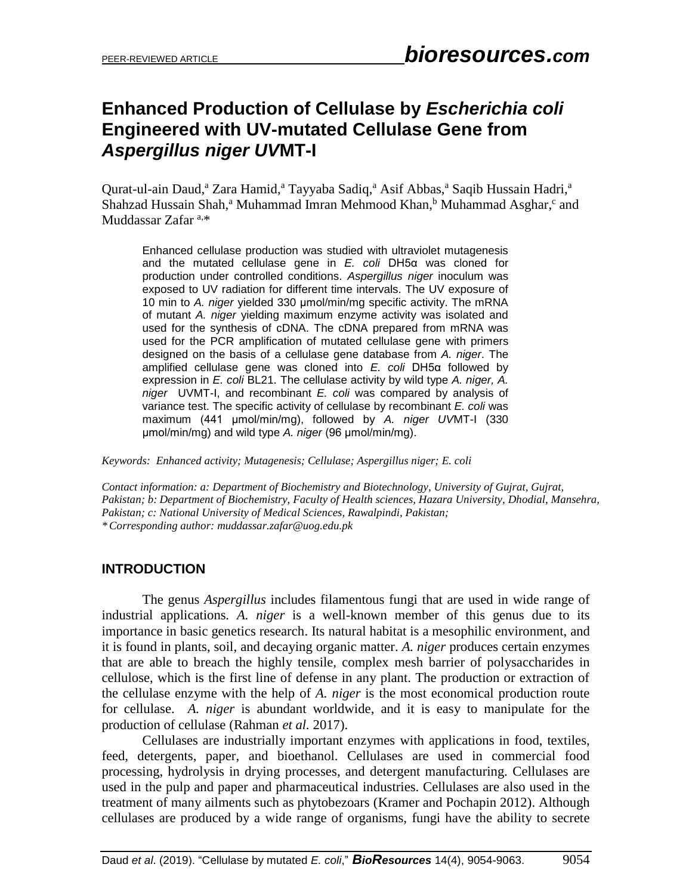# Enhanced Production of Cellulase by *Escherichia coli* Engineered with UV-mutated Cellulase Gene from *Aspergillus niger UV*MT-I

Qurat-ul-ain Daud,[a] Zara Hamid,[a] Tayyaba Sadiq,[a] Asif Abbas,[a] Saqib Hussain Hadri,[a] Shahzad Hussain Shah,[a] Muhammad Imran Mehmood Khan,[b] Muhammad Asghar,[c] and Muddassar Zafar [a,*]

Enhanced cellulase production was studied with ultraviolet mutagenesis and the mutated cellulase gene in *E. coli* DH5α was cloned for production under controlled conditions. *Aspergillus niger* inoculum was exposed to UV radiation for different time intervals. The UV exposure of 10 min to *A. niger* yielded 330 μmol/min/mg specific activity. The mRNA of mutant *A. niger* yielding maximum enzyme activity was isolated and used for the synthesis of cDNA. The cDNA prepared from mRNA was used for the PCR amplification of mutated cellulase gene with primers designed on the basis of a cellulase gene database from *A. niger*. The amplified cellulase gene was cloned into *E. coli* DH5α followed by expression in *E. coli* BL21. The cellulase activity by wild type *A. niger, A. niger* UVMT-I, and recombinant *E. coli* was compared by analysis of variance test. The specific activity of cellulase by recombinant *E. coli* was maximum (441 μmol/min/mg), followed by *A. niger UV*MT-I (330 μmol/min/mg) and wild type *A. niger* (96 μmol/min/mg).

*Keywords: Enhanced activity; Mutagenesis; Cellulase; Aspergillus niger; E. coli*

*Contact information: a: Department of Biochemistry and Biotechnology, University of Gujrat, Gujrat, Pakistan; b: Department of Biochemistry, Faculty of Health sciences, Hazara University, Dhodial, Mansehra, Pakistan; c: National University of Medical Sciences, Rawalpindi, Pakistan;*
*\*Corresponding author: muddassar.zafar@uog.edu.pk*

## INTRODUCTION

The genus *Aspergillus* includes filamentous fungi that are used in wide range of industrial applications. *A. niger* is a well-known member of this genus due to its importance in basic genetics research. Its natural habitat is a mesophilic environment, and it is found in plants, soil, and decaying organic matter. *A. niger* produces certain enzymes that are able to breach the highly tensile, complex mesh barrier of polysaccharides in cellulose, which is the first line of defense in any plant. The production or extraction of the cellulase enzyme with the help of *A. niger* is the most economical production route for cellulase. *A. niger* is abundant worldwide, and it is easy to manipulate for the production of cellulase (Rahman *et al*. 2017).

Cellulases are industrially important enzymes with applications in food, textiles, feed, detergents, paper, and bioethanol. Cellulases are used in commercial food processing, hydrolysis in drying processes, and detergent manufacturing. Cellulases are used in the pulp and paper and pharmaceutical industries. Cellulases are also used in the treatment of many ailments such as phytobezoars (Kramer and Pochapin 2012). Although cellulases are produced by a wide range of organisms, fungi have the ability to secrete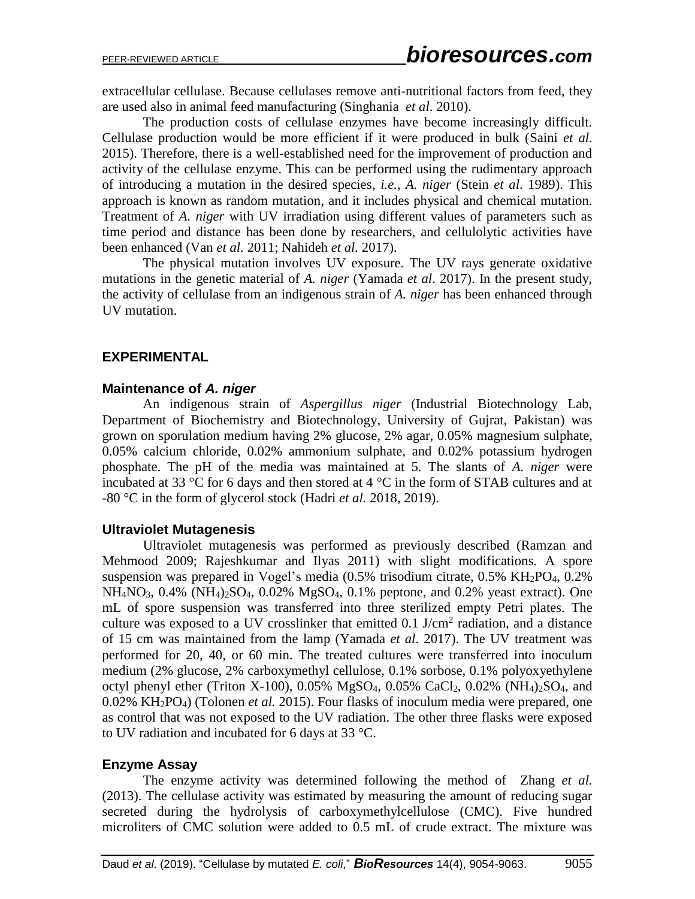extracellular cellulase. Because cellulases remove anti-nutritional factors from feed, they are used also in animal feed manufacturing (Singhania *et al*. 2010).

The production costs of cellulase enzymes have become increasingly difficult. Cellulase production would be more efficient if it were produced in bulk (Saini *et al.* 2015). Therefore, there is a well-established need for the improvement of production and activity of the cellulase enzyme. This can be performed using the rudimentary approach of introducing a mutation in the desired species, *i.e.*, *A. niger* (Stein *et al*. 1989). This approach is known as random mutation, and it includes physical and chemical mutation. Treatment of *A. niger* with UV irradiation using different values of parameters such as time period and distance has been done by researchers, and cellulolytic activities have been enhanced (Van *et al.* 2011; Nahideh *et al.* 2017).

The physical mutation involves UV exposure. The UV rays generate oxidative mutations in the genetic material of *A. niger* (Yamada *et al*. 2017). In the present study, the activity of cellulase from an indigenous strain of *A. niger* has been enhanced through UV mutation.

## EXPERIMENTAL

### Maintenance of *A. niger*

An indigenous strain of *Aspergillus niger* (Industrial Biotechnology Lab, Department of Biochemistry and Biotechnology, University of Gujrat, Pakistan) was grown on sporulation medium having 2% glucose, 2% agar, 0.05% magnesium sulphate, 0.05% calcium chloride, 0.02% ammonium sulphate, and 0.02% potassium hydrogen phosphate. The pH of the media was maintained at 5. The slants of *A. niger* were incubated at 33 °C for 6 days and then stored at 4 °C in the form of STAB cultures and at -80 °C in the form of glycerol stock (Hadri *et al.* 2018, 2019).

### Ultraviolet Mutagenesis

Ultraviolet mutagenesis was performed as previously described (Ramzan and Mehmood 2009; Rajeshkumar and Ilyas 2011) with slight modifications. A spore suspension was prepared in Vogel's media (0.5% trisodium citrate, 0.5% $KH_2PO_4$, 0.2% $NH_4NO_3$, 0.4% $(NH_4)_2SO_4$, 0.02% $MgSO_4$, 0.1% peptone, and 0.2% yeast extract). One mL of spore suspension was transferred into three sterilized empty Petri plates. The culture was exposed to a UV crosslinker that emitted 0.1 $J/cm^2$ radiation, and a distance of 15 cm was maintained from the lamp (Yamada *et al*. 2017). The UV treatment was performed for 20, 40, or 60 min. The treated cultures were transferred into inoculum medium (2% glucose, 2% carboxymethyl cellulose, 0.1% sorbose, 0.1% polyoxyethylene octyl phenyl ether (Triton X-100), 0.05% $MgSO_4$, 0.05% $CaCl_2$, 0.02% $(NH_4)_2SO_4$, and 0.02% $KH_2PO_4$) (Tolonen *et al.* 2015). Four flasks of inoculum media were prepared, one as control that was not exposed to the UV radiation. The other three flasks were exposed to UV radiation and incubated for 6 days at 33 °C.

### Enzyme Assay

The enzyme activity was determined following the method of Zhang *et al.* (2013). The cellulase activity was estimated by measuring the amount of reducing sugar secreted during the hydrolysis of carboxymethylcellulose (CMC). Five hundred microliters of CMC solution were added to 0.5 mL of crude extract. The mixture was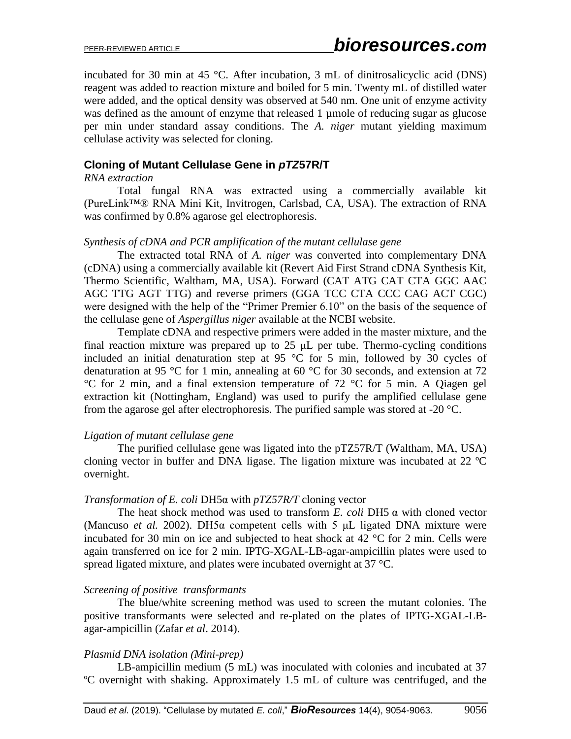incubated for 30 min at 45 °C. After incubation, 3 mL of dinitrosalicyclic acid (DNS) reagent was added to reaction mixture and boiled for 5 min. Twenty mL of distilled water were added, and the optical density was observed at 540 nm. One unit of enzyme activity was defined as the amount of enzyme that released 1 µmole of reducing sugar as glucose per min under standard assay conditions. The *A. niger* mutant yielding maximum cellulase activity was selected for cloning.

### Cloning of Mutant Cellulase Gene in *pTZ*57R/T

*RNA extraction*

Total fungal RNA was extracted using a commercially available kit (PureLink™® RNA Mini Kit, Invitrogen, Carlsbad, CA, USA). The extraction of RNA was confirmed by 0.8% agarose gel electrophoresis.

*Synthesis of cDNA and PCR amplification of the mutant cellulase gene*

The extracted total RNA of *A. niger* was converted into complementary DNA (cDNA) using a commercially available kit (Revert Aid First Strand cDNA Synthesis Kit, Thermo Scientific, Waltham, MA, USA). Forward (CAT ATG CAT CTA GGC AAC AGC TTG AGT TTG) and reverse primers (GGA TCC CTA CCC CAG ACT CGC) were designed with the help of the "Primer Premier 6.10" on the basis of the sequence of the cellulase gene of *Aspergillus niger* available at the NCBI website.

Template cDNA and respective primers were added in the master mixture, and the final reaction mixture was prepared up to 25 µL per tube. Thermo-cycling conditions included an initial denaturation step at 95 °C for 5 min, followed by 30 cycles of denaturation at 95 °C for 1 min, annealing at 60 °C for 30 seconds, and extension at 72 °C for 2 min, and a final extension temperature of 72 °C for 5 min. A Qiagen gel extraction kit (Nottingham, England) was used to purify the amplified cellulase gene from the agarose gel after electrophoresis. The purified sample was stored at -20 °C.

*Ligation of mutant cellulase gene*

The purified cellulase gene was ligated into the pTZ57R/T (Waltham, MA, USA) cloning vector in buffer and DNA ligase. The ligation mixture was incubated at 22 ºC overnight.

*Transformation of E. coli* DH5α *with pTZ57R/T* cloning vector

The heat shock method was used to transform *E. coli* DH5 α with cloned vector (Mancuso *et al.* 2002). DH5α competent cells with 5 µL ligated DNA mixture were incubated for 30 min on ice and subjected to heat shock at 42 °C for 2 min. Cells were again transferred on ice for 2 min. IPTG-XGAL-LB-agar-ampicillin plates were used to spread ligated mixture, and plates were incubated overnight at 37 °C.

*Screening of positive transformants*

The blue/white screening method was used to screen the mutant colonies. The positive transformants were selected and re-plated on the plates of IPTG-XGAL-LB-agar-ampicillin (Zafar *et al*. 2014).

*Plasmid DNA isolation (Mini-prep)*

LB-ampicillin medium (5 mL) was inoculated with colonies and incubated at 37 ºC overnight with shaking. Approximately 1.5 mL of culture was centrifuged, and the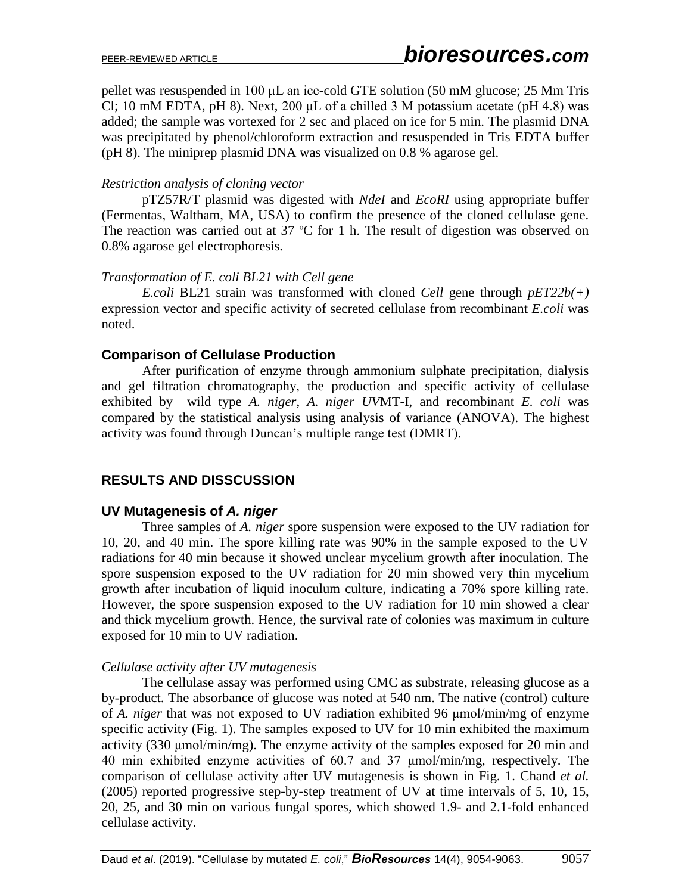pellet was resuspended in 100 μL an ice-cold GTE solution (50 mM glucose; 25 Mm Tris Cl; 10 mM EDTA, pH 8). Next, 200 μL of a chilled 3 M potassium acetate (pH 4.8) was added; the sample was vortexed for 2 sec and placed on ice for 5 min. The plasmid DNA was precipitated by phenol/chloroform extraction and resuspended in Tris EDTA buffer (pH 8). The miniprep plasmid DNA was visualized on 0.8 % agarose gel.

*Restriction analysis of cloning vector*

pTZ57R/T plasmid was digested with *NdeI* and *EcoRI* using appropriate buffer (Fermentas, Waltham, MA, USA) to confirm the presence of the cloned cellulase gene. The reaction was carried out at 37 ºC for 1 h. The result of digestion was observed on 0.8% agarose gel electrophoresis.

*Transformation of E. coli BL21 with Cell gene*

*E.coli* BL21 strain was transformed with cloned *Cell* gene through *pET22b(+)* expression vector and specific activity of secreted cellulase from recombinant *E.coli* was noted.

### Comparison of Cellulase Production

After purification of enzyme through ammonium sulphate precipitation, dialysis and gel filtration chromatography, the production and specific activity of cellulase exhibited by wild type *A. niger*, *A. niger UV*MT-I, and recombinant *E. coli* was compared by the statistical analysis using analysis of variance (ANOVA). The highest activity was found through Duncan's multiple range test (DMRT).

## RESULTS AND DISSCUSSION

### UV Mutagenesis of *A. niger*

Three samples of *A. niger* spore suspension were exposed to the UV radiation for 10, 20, and 40 min. The spore killing rate was 90% in the sample exposed to the UV radiations for 40 min because it showed unclear mycelium growth after inoculation. The spore suspension exposed to the UV radiation for 20 min showed very thin mycelium growth after incubation of liquid inoculum culture, indicating a 70% spore killing rate. However, the spore suspension exposed to the UV radiation for 10 min showed a clear and thick mycelium growth. Hence, the survival rate of colonies was maximum in culture exposed for 10 min to UV radiation.

*Cellulase activity after UV mutagenesis*

The cellulase assay was performed using CMC as substrate, releasing glucose as a by-product. The absorbance of glucose was noted at 540 nm. The native (control) culture of *A. niger* that was not exposed to UV radiation exhibited 96 μmol/min/mg of enzyme specific activity (Fig. 1). The samples exposed to UV for 10 min exhibited the maximum activity (330 μmol/min/mg). The enzyme activity of the samples exposed for 20 min and 40 min exhibited enzyme activities of 60.7 and 37 μmol/min/mg, respectively. The comparison of cellulase activity after UV mutagenesis is shown in Fig. 1. Chand *et al.* (2005) reported progressive step-by-step treatment of UV at time intervals of 5, 10, 15, 20, 25, and 30 min on various fungal spores, which showed 1.9- and 2.1-fold enhanced cellulase activity.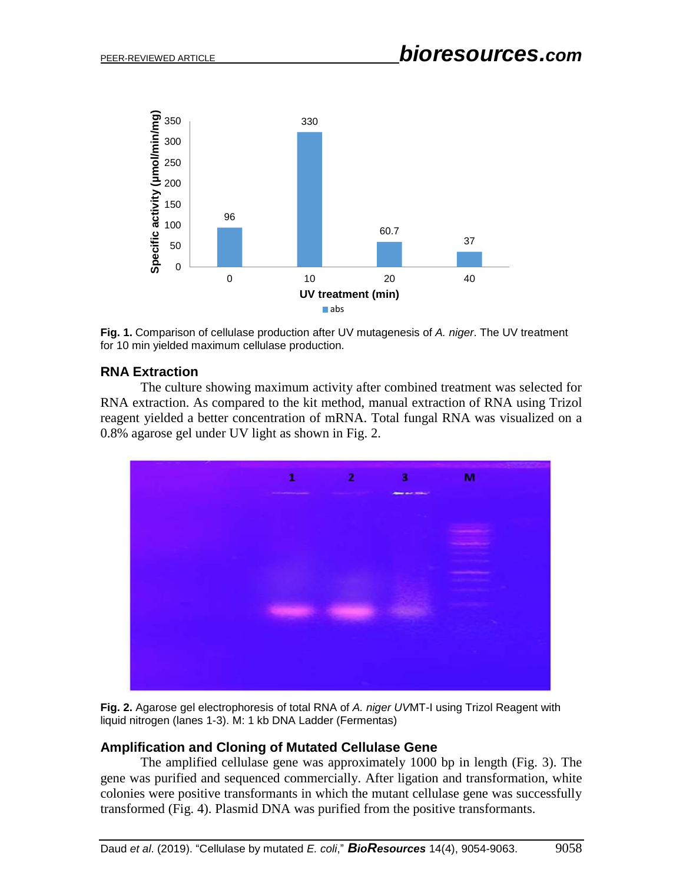**Fig. 1.** Comparison of cellulase production after UV mutagenesis of *A. niger*. The UV treatment for 10 min yielded maximum cellulase production.

### RNA Extraction

The culture showing maximum activity after combined treatment was selected for RNA extraction. As compared to the kit method, manual extraction of RNA using Trizol reagent yielded a better concentration of mRNA. Total fungal RNA was visualized on a 0.8% agarose gel under UV light as shown in Fig. 2.

**Fig. 2.** Agarose gel electrophoresis of total RNA of *A. niger UV*MT-I using Trizol Reagent with liquid nitrogen (lanes 1-3). M: 1 kb DNA Ladder (Fermentas)

### Amplification and Cloning of Mutated Cellulase Gene

The amplified cellulase gene was approximately 1000 bp in length (Fig. 3). The gene was purified and sequenced commercially. After ligation and transformation, white colonies were positive transformants in which the mutant cellulase gene was successfully transformed (Fig. 4). Plasmid DNA was purified from the positive transformants.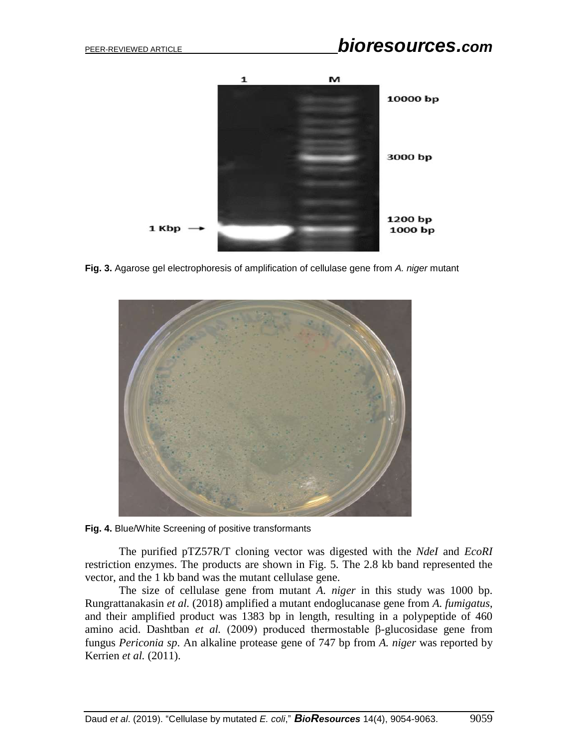**Fig. 3.** Agarose gel electrophoresis of amplification of cellulase gene from *A. niger* mutant

**Fig. 4.** Blue/White Screening of positive transformants

The purified pTZ57R/T cloning vector was digested with the *NdeI* and *EcoRI* restriction enzymes. The products are shown in Fig. 5. The 2.8 kb band represented the vector, and the 1 kb band was the mutant cellulase gene.

The size of cellulase gene from mutant *A. niger* in this study was 1000 bp. Rungrattanakasin *et al.* (2018) amplified a mutant endoglucanase gene from *A. fumigatus*, and their amplified product was 1383 bp in length, resulting in a polypeptide of 460 amino acid. Dashtban *et al.* (2009) produced thermostable β-glucosidase gene from fungus *Periconia sp*. An alkaline protease gene of 747 bp from *A. niger* was reported by Kerrien *et al.* (2011).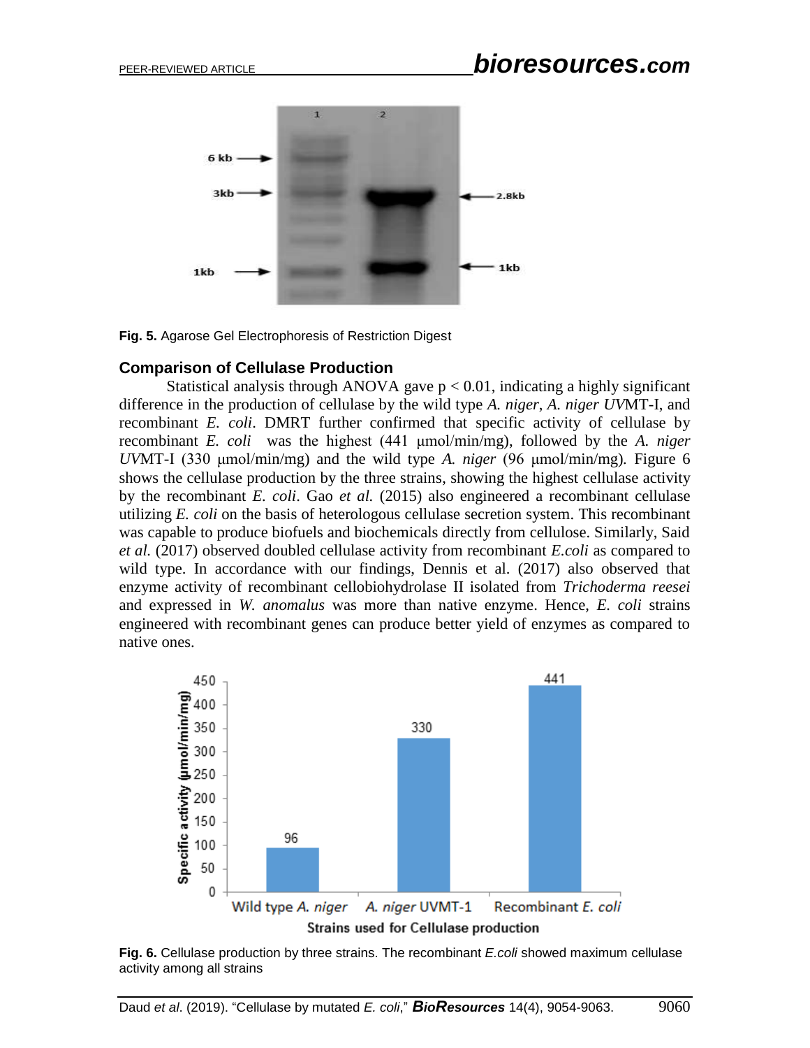Fig. 5. Agarose Gel Electrophoresis of Restriction Digest

### Comparison of Cellulase Production

Statistical analysis through ANOVA gave $p < 0.01$, indicating a highly significant difference in the production of cellulase by the wild type *A. niger*, *A. niger UV*MT-I, and recombinant *E. coli*. DMRT further confirmed that specific activity of cellulase by recombinant *E. coli* was the highest (441 μmol/min/mg), followed by the *A. niger UV*MT-I (330 μmol/min/mg) and the wild type *A. niger* (96 μmol/min/mg). Figure 6 shows the cellulase production by the three strains, showing the highest cellulase activity by the recombinant *E. coli*. Gao *et al.* (2015) also engineered a recombinant cellulase utilizing *E. coli* on the basis of heterologous cellulase secretion system. This recombinant was capable to produce biofuels and biochemicals directly from cellulose. Similarly, Said *et al.* (2017) observed doubled cellulase activity from recombinant *E.coli* as compared to wild type. In accordance with our findings, Dennis et al. (2017) also observed that enzyme activity of recombinant cellobiohydrolase II isolated from *Trichoderma reesei* and expressed in *W. anomalus* was more than native enzyme. Hence, *E. coli* strains engineered with recombinant genes can produce better yield of enzymes as compared to native ones.

Fig. 6. Cellulase production by three strains. The recombinant *E.coli* showed maximum cellulase activity among all strains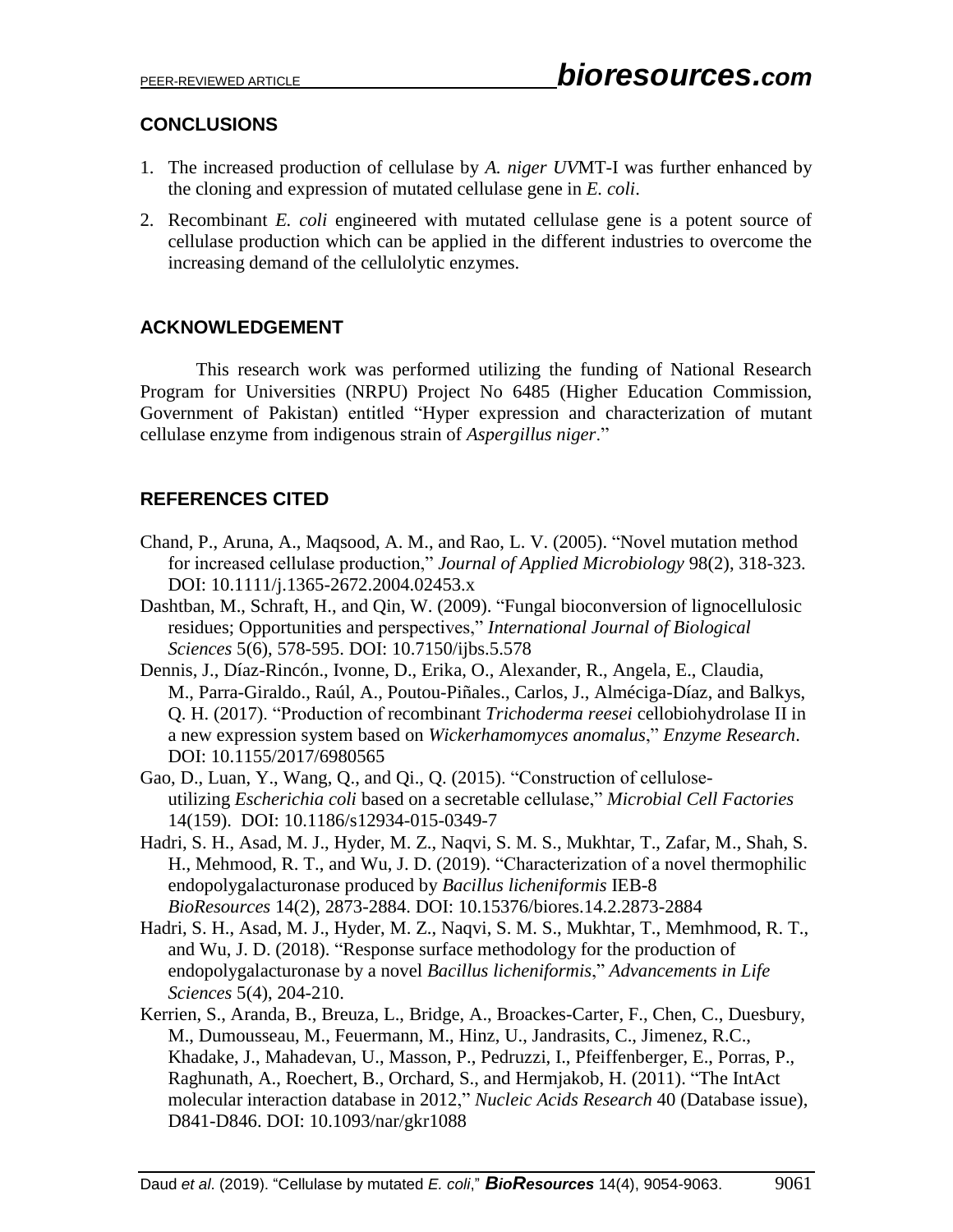## CONCLUSIONS

1. The increased production of cellulase by *A. niger UV*MT-I was further enhanced by the cloning and expression of mutated cellulase gene in *E. coli*.
2. Recombinant *E. coli* engineered with mutated cellulase gene is a potent source of cellulase production which can be applied in the different industries to overcome the increasing demand of the cellulolytic enzymes.

## ACKNOWLEDGEMENT

This research work was performed utilizing the funding of National Research Program for Universities (NRPU) Project No 6485 (Higher Education Commission, Government of Pakistan) entitled "Hyper expression and characterization of mutant cellulase enzyme from indigenous strain of *Aspergillus niger*."

## REFERENCES CITED

Chand, P., Aruna, A., Maqsood, A. M., and Rao, L. V. (2005). "Novel mutation method for increased cellulase production," *Journal of Applied Microbiology* 98(2), 318-323. DOI: 10.1111/j.1365-2672.2004.02453.x

Dashtban, M., Schraft, H., and Qin, W. (2009). "Fungal bioconversion of lignocellulosic residues; Opportunities and perspectives," *International Journal of Biological Sciences* 5(6), 578-595. DOI: 10.7150/ijbs.5.578

Dennis, J., Díaz-Rincón., Ivonne, D., Erika, O., Alexander, R., Angela, E., Claudia, M., Parra-Giraldo., Raúl, A., Poutou-Piñales., Carlos, J., Alméciga-Díaz, and Balkys, Q. H. (2017). "Production of recombinant *Trichoderma reesei* cellobiohydrolase II in a new expression system based on *Wickerhamomyces anomalus*," *Enzyme Research*. DOI: 10.1155/2017/6980565

Gao, D., Luan, Y., Wang, Q., and Qi., Q. (2015). "Construction of cellulose-utilizing *Escherichia coli* based on a secretable cellulase," *Microbial Cell Factories* 14(159). DOI: 10.1186/s12934-015-0349-7

Hadri, S. H., Asad, M. J., Hyder, M. Z., Naqvi, S. M. S., Mukhtar, T., Zafar, M., Shah, S. H., Mehmood, R. T., and Wu, J. D. (2019). "Characterization of a novel thermophilic endopolygalacturonase produced by *Bacillus licheniformis* IEB-8 *BioResources* 14(2), 2873-2884. DOI: 10.15376/biores.14.2.2873-2884

Hadri, S. H., Asad, M. J., Hyder, M. Z., Naqvi, S. M. S., Mukhtar, T., Memhmood, R. T., and Wu, J. D. (2018). "Response surface methodology for the production of endopolygalacturonase by a novel *Bacillus licheniformis*," *Advancements in Life Sciences* 5(4), 204-210.

Kerrien, S., Aranda, B., Breuza, L., Bridge, A., Broackes-Carter, F., Chen, C., Duesbury, M., Dumousseau, M., Feuermann, M., Hinz, U., Jandrasits, C., Jimenez, R.C., Khadake, J., Mahadevan, U., Masson, P., Pedruzzi, I., Pfeiffenberger, E., Porras, P., Raghunath, A., Roechert, B., Orchard, S., and Hermjakob, H. (2011). "The IntAct molecular interaction database in 2012," *Nucleic Acids Research* 40 (Database issue), D841-D846. DOI: 10.1093/nar/gkr1088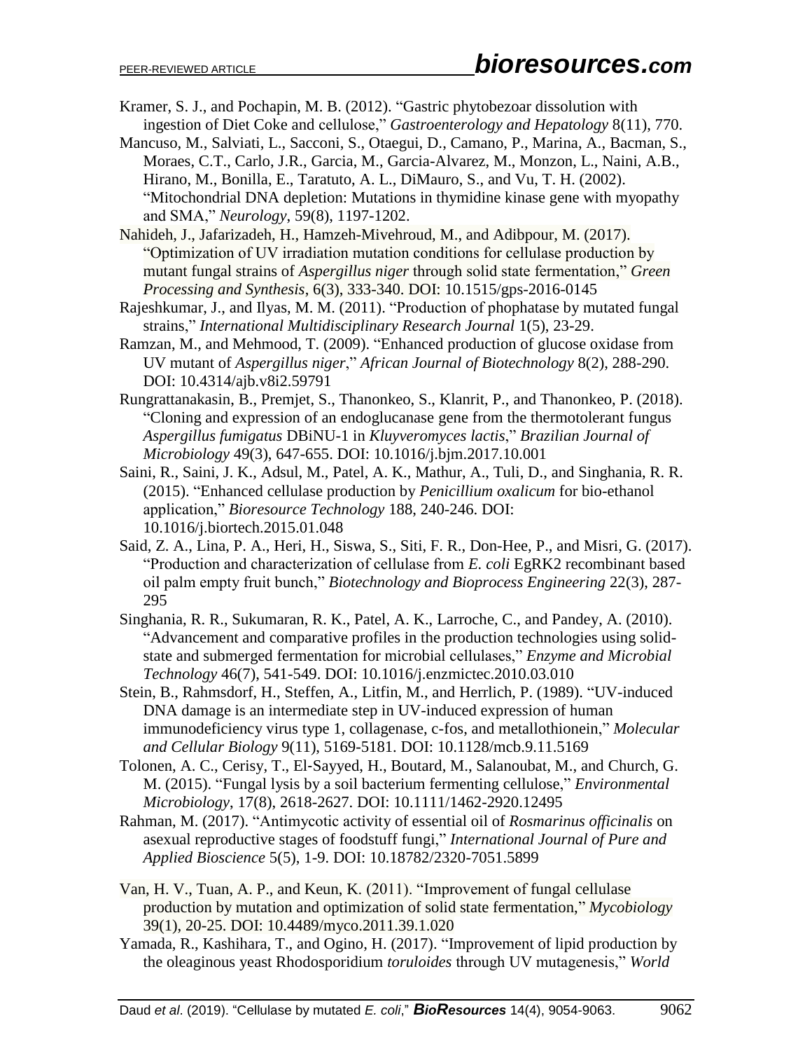Kramer, S. J., and Pochapin, M. B. (2012). "Gastric phytobezoar dissolution with ingestion of Diet Coke and cellulose," *Gastroenterology and Hepatology* 8(11), 770.

Mancuso, M., Salviati, L., Sacconi, S., Otaegui, D., Camano, P., Marina, A., Bacman, S., Moraes, C.T., Carlo, J.R., Garcia, M., Garcia-Alvarez, M., Monzon, L., Naini, A.B., Hirano, M., Bonilla, E., Taratuto, A. L., DiMauro, S., and Vu, T. H. (2002). "Mitochondrial DNA depletion: Mutations in thymidine kinase gene with myopathy and SMA," *Neurology*, 59(8), 1197-1202.

Nahideh, J., Jafarizadeh, H., Hamzeh-Mivehroud, M., and Adibpour, M. (2017). "Optimization of UV irradiation mutation conditions for cellulase production by mutant fungal strains of *Aspergillus niger* through solid state fermentation," *Green Processing and Synthesis*, 6(3), 333-340. DOI: 10.1515/gps-2016-0145

Rajeshkumar, J., and Ilyas, M. M. (2011). "Production of phophatase by mutated fungal strains," *International Multidisciplinary Research Journal* 1(5), 23-29.

Ramzan, M., and Mehmood, T. (2009). "Enhanced production of glucose oxidase from UV mutant of *Aspergillus niger*," *African Journal of Biotechnology* 8(2), 288-290. DOI: 10.4314/ajb.v8i2.59791

Rungrattanakasin, B., Premjet, S., Thanonkeo, S., Klanrit, P., and Thanonkeo, P. (2018). "Cloning and expression of an endoglucanase gene from the thermotolerant fungus *Aspergillus fumigatus* DBiNU-1 in *Kluyveromyces lactis*," *Brazilian Journal of Microbiology* 49(3), 647-655. DOI: 10.1016/j.bjm.2017.10.001

Saini, R., Saini, J. K., Adsul, M., Patel, A. K., Mathur, A., Tuli, D., and Singhania, R. R. (2015). "Enhanced cellulase production by *Penicillium oxalicum* for bio-ethanol application," *Bioresource Technology* 188, 240-246. DOI: 10.1016/j.biortech.2015.01.048

Said, Z. A., Lina, P. A., Heri, H., Siswa, S., Siti, F. R., Don-Hee, P., and Misri, G. (2017). "Production and characterization of cellulase from *E. coli* EgRK2 recombinant based oil palm empty fruit bunch," *Biotechnology and Bioprocess Engineering* 22(3), 287-295

Singhania, R. R., Sukumaran, R. K., Patel, A. K., Larroche, C., and Pandey, A. (2010). "Advancement and comparative profiles in the production technologies using solid-state and submerged fermentation for microbial cellulases," *Enzyme and Microbial Technology* 46(7), 541-549. DOI: 10.1016/j.enzmictec.2010.03.010

Stein, B., Rahmsdorf, H., Steffen, A., Litfin, M., and Herrlich, P. (1989). "UV-induced DNA damage is an intermediate step in UV-induced expression of human immunodeficiency virus type 1, collagenase, c-fos, and metallothionein," *Molecular and Cellular Biology* 9(11), 5169-5181. DOI: 10.1128/mcb.9.11.5169

Tolonen, A. C., Cerisy, T., El-Sayyed, H., Boutard, M., Salanoubat, M., and Church, G. M. (2015). "Fungal lysis by a soil bacterium fermenting cellulose," *Environmental Microbiology*, 17(8), 2618-2627. DOI: 10.1111/1462-2920.12495

Rahman, M. (2017). "Antimycotic activity of essential oil of *Rosmarinus officinalis* on asexual reproductive stages of foodstuff fungi," *International Journal of Pure and Applied Bioscience* 5(5), 1-9. DOI: 10.18782/2320-7051.5899

Van, H. V., Tuan, A. P., and Keun, K. (2011). "Improvement of fungal cellulase production by mutation and optimization of solid state fermentation," *Mycobiology* 39(1), 20-25. DOI: 10.4489/myco.2011.39.1.020

Yamada, R., Kashihara, T., and Ogino, H. (2017). "Improvement of lipid production by the oleaginous yeast Rhodosporidium *toruloides* through UV mutagenesis," *World*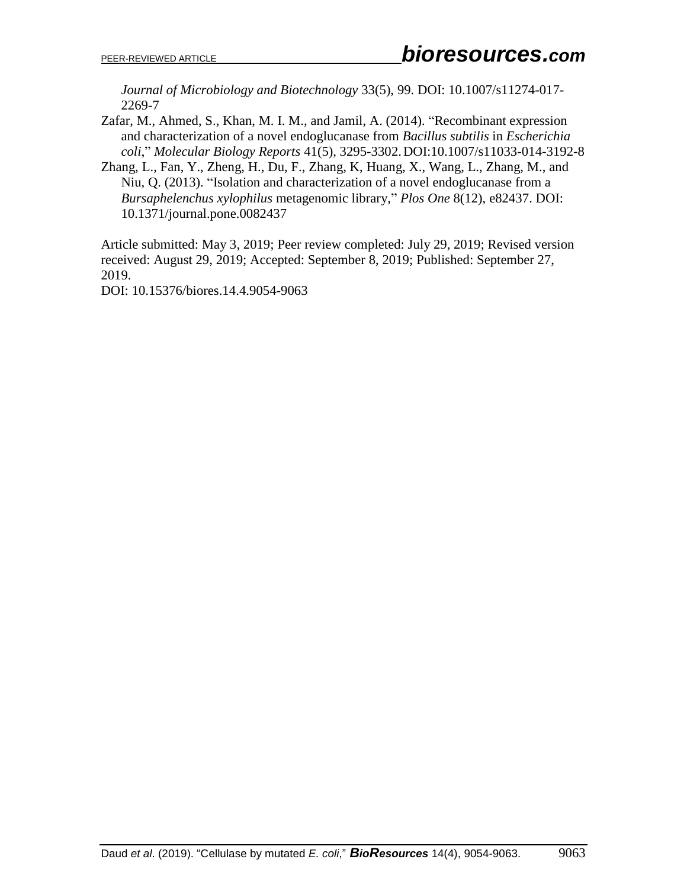*Journal of Microbiology and Biotechnology* 33(5), 99. DOI: 10.1007/s11274-017-2269-7

Zafar, M., Ahmed, S., Khan, M. I. M., and Jamil, A. (2014). "Recombinant expression and characterization of a novel endoglucanase from *Bacillus subtilis* in *Escherichia coli*," *Molecular Biology Reports* 41(5), 3295-3302. DOI:10.1007/s11033-014-3192-8

Zhang, L., Fan, Y., Zheng, H., Du, F., Zhang, K, Huang, X., Wang, L., Zhang, M., and Niu, Q. (2013). "Isolation and characterization of a novel endoglucanase from a *Bursaphelenchus xylophilus* metagenomic library," *Plos One* 8(12), e82437. DOI: 10.1371/journal.pone.0082437

Article submitted: May 3, 2019; Peer review completed: July 29, 2019; Revised version received: August 29, 2019; Accepted: September 8, 2019; Published: September 27, 2019.

DOI: 10.15376/biores.14.4.9054-9063